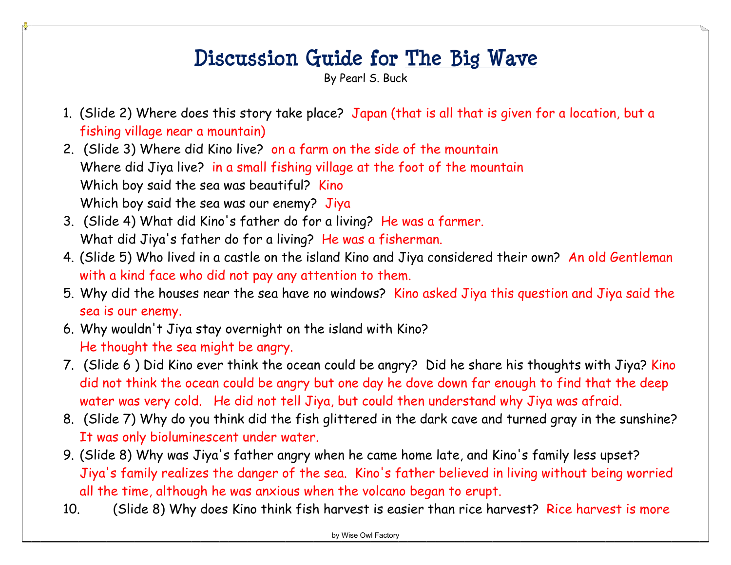# Discussion Guide for The Big Wave

By Pearl S. Buck

1. (Slide 2) Where does this story take place? Japan (that is all that is given for a location, but a fishing village near a mountain)
2. (Slide 3) Where did Kino live? on a farm on the side of the mountain
   Where did Jiya live? in a small fishing village at the foot of the mountain
   Which boy said the sea was beautiful? Kino
   Which boy said the sea was our enemy? Jiya
3. (Slide 4) What did Kino's father do for a living? He was a farmer.
   What did Jiya's father do for a living? He was a fisherman.
4. (Slide 5) Who lived in a castle on the island Kino and Jiya considered their own? An old Gentleman with a kind face who did not pay any attention to them.
5. Why did the houses near the sea have no windows? Kino asked Jiya this question and Jiya said the sea is our enemy.
6. Why wouldn't Jiya stay overnight on the island with Kino?
   He thought the sea might be angry.
7. (Slide 6 ) Did Kino ever think the ocean could be angry? Did he share his thoughts with Jiya? Kino did not think the ocean could be angry but one day he dove down far enough to find that the deep water was very cold. He did not tell Jiya, but could then understand why Jiya was afraid.
8. (Slide 7) Why do you think did the fish glittered in the dark cave and turned gray in the sunshine? It was only bioluminescent under water.
9. (Slide 8) Why was Jiya's father angry when he came home late, and Kino's family less upset? Jiya's family realizes the danger of the sea. Kino's father believed in living without being worried all the time, although he was anxious when the volcano began to erupt.
10. (Slide 8) Why does Kino think fish harvest is easier than rice harvest? Rice harvest is more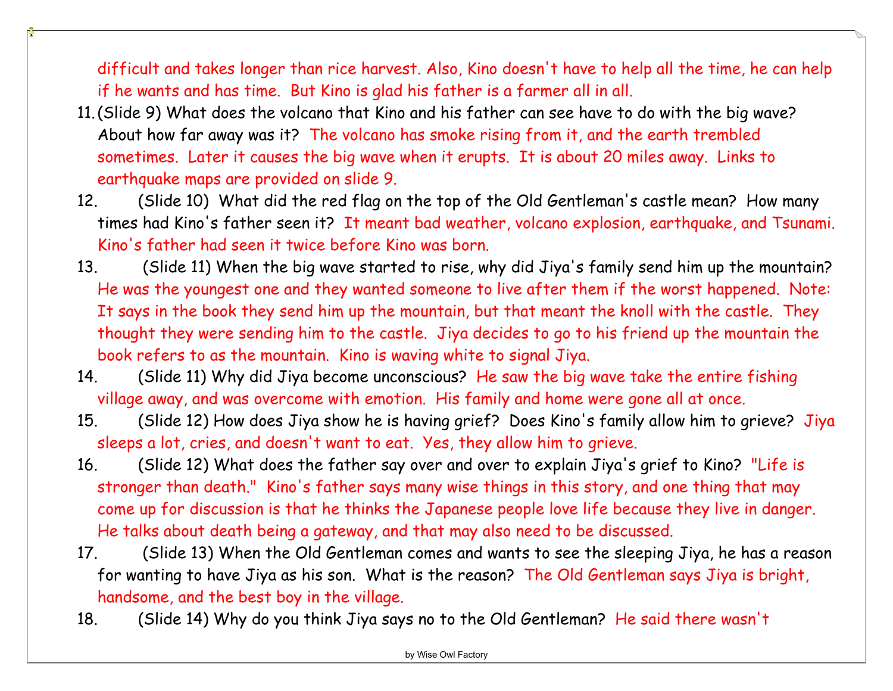difficult and takes longer than rice harvest. Also, Kino doesn't have to help all the time, he can help if he wants and has time. But Kino is glad his father is a farmer all in all.

11. (Slide 9) What does the volcano that Kino and his father can see have to do with the big wave? About how far away was it? The volcano has smoke rising from it, and the earth trembled sometimes. Later it causes the big wave when it erupts. It is about 20 miles away. Links to earthquake maps are provided on slide 9.
12. (Slide 10) What did the red flag on the top of the Old Gentleman's castle mean? How many times had Kino's father seen it? It meant bad weather, volcano explosion, earthquake, and Tsunami. Kino's father had seen it twice before Kino was born.
13. (Slide 11) When the big wave started to rise, why did Jiya's family send him up the mountain? He was the youngest one and they wanted someone to live after them if the worst happened. Note: It says in the book they send him up the mountain, but that meant the knoll with the castle. They thought they were sending him to the castle. Jiya decides to go to his friend up the mountain the book refers to as the mountain. Kino is waving white to signal Jiya.
14. (Slide 11) Why did Jiya become unconscious? He saw the big wave take the entire fishing village away, and was overcome with emotion. His family and home were gone all at once.
15. (Slide 12) How does Jiya show he is having grief? Does Kino's family allow him to grieve? Jiya sleeps a lot, cries, and doesn't want to eat. Yes, they allow him to grieve.
16. (Slide 12) What does the father say over and over to explain Jiya's grief to Kino? "Life is stronger than death." Kino's father says many wise things in this story, and one thing that may come up for discussion is that he thinks the Japanese people love life because they live in danger. He talks about death being a gateway, and that may also need to be discussed.
17. (Slide 13) When the Old Gentleman comes and wants to see the sleeping Jiya, he has a reason for wanting to have Jiya as his son. What is the reason? The Old Gentleman says Jiya is bright, handsome, and the best boy in the village.
18. (Slide 14) Why do you think Jiya says no to the Old Gentleman? He said there wasn't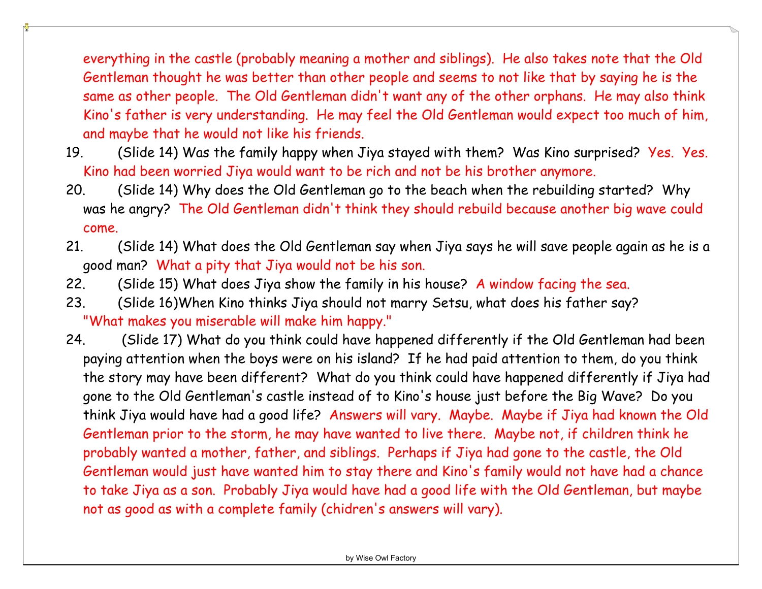everything in the castle (probably meaning a mother and siblings). He also takes note that the Old Gentleman thought he was better than other people and seems to not like that by saying he is the same as other people. The Old Gentleman didn't want any of the other orphans. He may also think Kino's father is very understanding. He may feel the Old Gentleman would expect too much of him, and maybe that he would not like his friends.

19. (Slide 14) Was the family happy when Jiya stayed with them? Was Kino surprised? Yes. Yes. Kino had been worried Jiya would want to be rich and not be his brother anymore.

20. (Slide 14) Why does the Old Gentleman go to the beach when the rebuilding started? Why was he angry? The Old Gentleman didn't think they should rebuild because another big wave could come.

21. (Slide 14) What does the Old Gentleman say when Jiya says he will save people again as he is a good man? What a pity that Jiya would not be his son.

22. (Slide 15) What does Jiya show the family in his house? A window facing the sea.

23. (Slide 16)When Kino thinks Jiya should not marry Setsu, what does his father say? "What makes you miserable will make him happy."

24. (Slide 17) What do you think could have happened differently if the Old Gentleman had been paying attention when the boys were on his island? If he had paid attention to them, do you think the story may have been different? What do you think could have happened differently if Jiya had gone to the Old Gentleman's castle instead of to Kino's house just before the Big Wave? Do you think Jiya would have had a good life? Answers will vary. Maybe. Maybe if Jiya had known the Old Gentleman prior to the storm, he may have wanted to live there. Maybe not, if children think he probably wanted a mother, father, and siblings. Perhaps if Jiya had gone to the castle, the Old Gentleman would just have wanted him to stay there and Kino's family would not have had a chance to take Jiya as a son. Probably Jiya would have had a good life with the Old Gentleman, but maybe not as good as with a complete family (chidren's answers will vary).